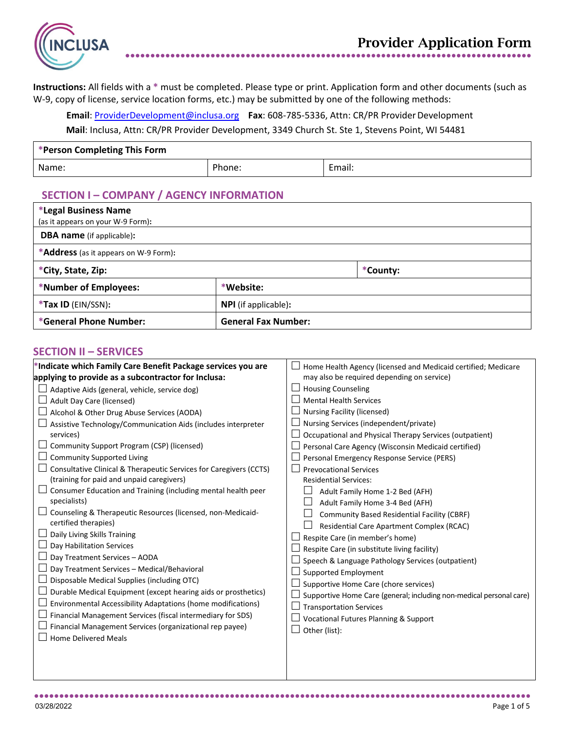# Provider Application Form

**Instructions:** All fields with a * must be completed. Please type or print. Application form and other documents (such as W-9, copy of license, service location forms, etc.) may be submitted by one of the following methods:

**Email**: ProviderDevelopment@inclusa.org **Fax**: 608-785-5336, Attn: CR/PR Provider Development

**Mail**: Inclusa, Attn: CR/PR Provider Development, 3349 Church St. Ste 1, Stevens Point, WI 54481

| ***Person Completing This Form** | | |
|---|---|---|
| Name: | Phone: | Email: |

## SECTION I – COMPANY / AGENCY INFORMATION

| | |
|---|---|
| ***Legal Business Name** (as it appears on your W-9 Form): | |
| **DBA name** (if applicable): | |
| ***Address** (as it appears on W-9 Form): | |
| ***City, State, Zip:** | ***County:** |
| ***Number of Employees:** | ***Website:** |
| ***Tax ID** (EIN/SSN): | **NPI** (if applicable): |
| ***General Phone Number:** | **General Fax Number:** |

## SECTION II – SERVICES

***Indicate which Family Care Benefit Package services you are applying to provide as a subcontractor for Inclusa:**

- ☐ Adaptive Aids (general, vehicle, service dog)
- ☐ Adult Day Care (licensed)
- ☐ Alcohol & Other Drug Abuse Services (AODA)
- ☐ Assistive Technology/Communication Aids (includes interpreter services)
- ☐ Community Support Program (CSP) (licensed)
- ☐ Community Supported Living
- ☐ Consultative Clinical & Therapeutic Services for Caregivers (CCTS) (training for paid and unpaid caregivers)
- ☐ Consumer Education and Training (including mental health peer specialists)
- ☐ Counseling & Therapeutic Resources (licensed, non-Medicaid-certified therapies)
- ☐ Daily Living Skills Training
- ☐ Day Habilitation Services
- ☐ Day Treatment Services – AODA
- ☐ Day Treatment Services – Medical/Behavioral
- ☐ Disposable Medical Supplies (including OTC)
- ☐ Durable Medical Equipment (except hearing aids or prosthetics)
- ☐ Environmental Accessibility Adaptations (home modifications)
- ☐ Financial Management Services (fiscal intermediary for SDS)
- ☐ Financial Management Services (organizational rep payee)
- ☐ Home Delivered Meals
- ☐ Home Health Agency (licensed and Medicaid certified; Medicare may also be required depending on service)
- ☐ Housing Counseling
- ☐ Mental Health Services
- ☐ Nursing Facility (licensed)
- ☐ Nursing Services (independent/private)
- ☐ Occupational and Physical Therapy Services (outpatient)
- ☐ Personal Care Agency (Wisconsin Medicaid certified)
- ☐ Personal Emergency Response Service (PERS)
- ☐ Prevocational Services
- Residential Services:
  - ☐ Adult Family Home 1-2 Bed (AFH)
  - ☐ Adult Family Home 3-4 Bed (AFH)
  - ☐ Community Based Residential Facility (CBRF)
  - ☐ Residential Care Apartment Complex (RCAC)
- ☐ Respite Care (in member's home)
- ☐ Respite Care (in substitute living facility)
- ☐ Speech & Language Pathology Services (outpatient)
- ☐ Supported Employment
- ☐ Supportive Home Care (chore services)
- ☐ Supportive Home Care (general; including non-medical personal care)
- ☐ Transportation Services
- ☐ Vocational Futures Planning & Support
- ☐ Other (list):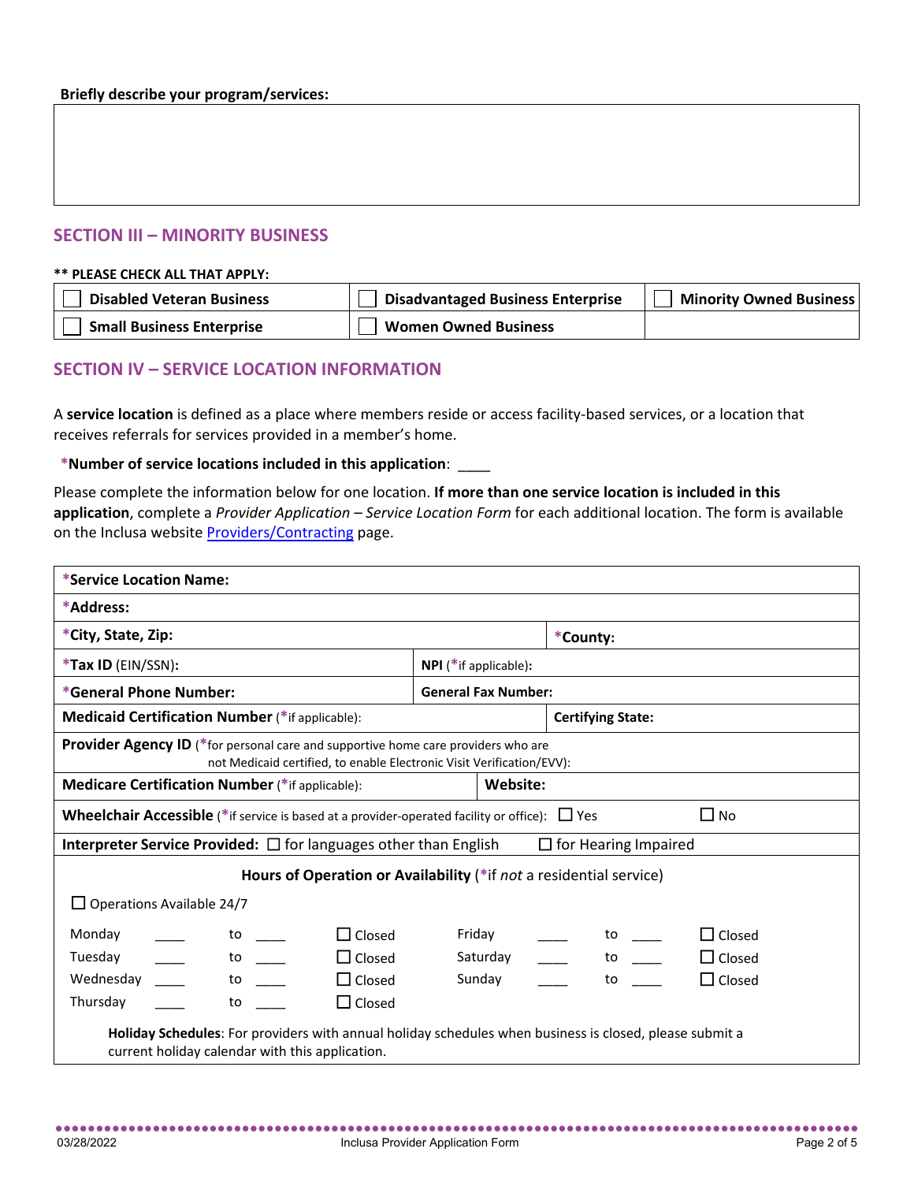**Briefly describe your program/services:**

| |
|---|
| |

## SECTION III – MINORITY BUSINESS

**\*\* PLEASE CHECK ALL THAT APPLY:**

| | | |
|---|---|---|
| ☐ **Disabled Veteran Business** | ☐ **Disadvantaged Business Enterprise** | ☐ **Minority Owned Business** |
| ☐ **Small Business Enterprise** | ☐ **Women Owned Business** | |

## SECTION IV – SERVICE LOCATION INFORMATION

A **service location** is defined as a place where members reside or access facility-based services, or a location that receives referrals for services provided in a member's home.

**\*Number of service locations included in this application**: ____

Please complete the information below for one location. **If more than one service location is included in this application**, complete a *Provider Application – Service Location Form* for each additional location. The form is available on the Inclusa website [Providers/Contracting]() page.

| | |
|---|---|
| **\*Service Location Name:** | |
| **\*Address:** | |
| **\*City, State, Zip:** | **\*County:** |
| **\*Tax ID** (EIN/SSN)**:** | **NPI** (\*if applicable)**:** |
| **\*General Phone Number:** | **General Fax Number:** |
| **Medicaid Certification Number** (\*if applicable): | **Certifying State:** |
| **Provider Agency ID** (\*for personal care and supportive home care providers who are not Medicaid certified, to enable Electronic Visit Verification/EVV): | |
| **Medicare Certification Number** (\*if applicable): | **Website:** |
| **Wheelchair Accessible** (\*if service is based at a provider-operated facility or office): ☐ Yes ☐ No | |
| **Interpreter Service Provided:** ☐ for languages other than English ☐ for Hearing Impaired | |

**Hours of Operation or Availability** (\*if *not* a residential service)

☐ Operations Available 24/7

| | | | | | | | | | |
|---|---|---|---|---|---|---|---|---|---|
| Monday | ____ | to | ____ | ☐ Closed | Friday | ____ | to | ____ | ☐ Closed |
| Tuesday | ____ | to | ____ | ☐ Closed | Saturday | ____ | to | ____ | ☐ Closed |
| Wednesday | ____ | to | ____ | ☐ Closed | Sunday | ____ | to | ____ | ☐ Closed |
| Thursday | ____ | to | ____ | ☐ Closed | | | | | |

**Holiday Schedules**: For providers with annual holiday schedules when business is closed, please submit a current holiday calendar with this application.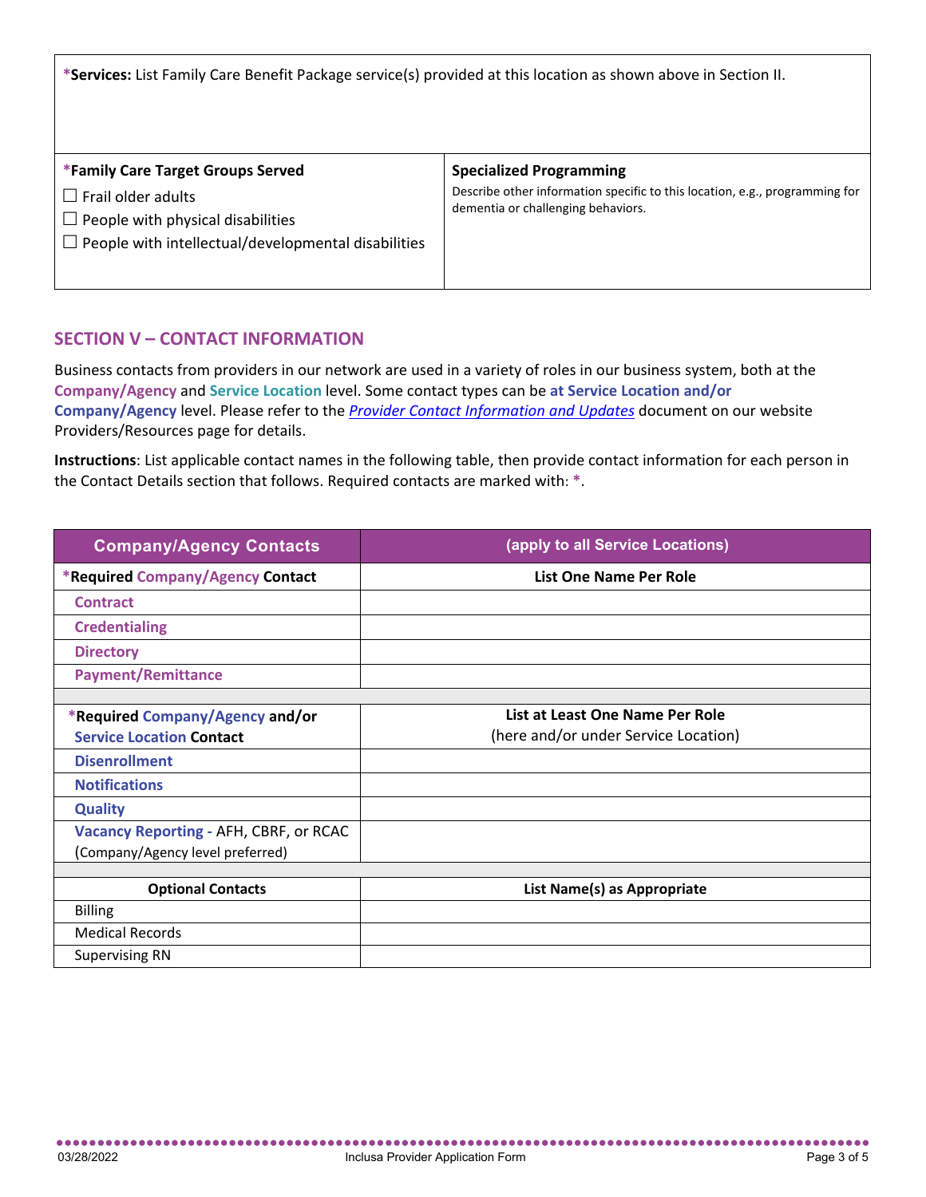| *Services: List Family Care Benefit Package service(s) provided at this location as shown above in Section II. | |
|---|---|
| **\*Family Care Target Groups Served**<br>☐ Frail older adults<br>☐ People with physical disabilities<br>☐ People with intellectual/developmental disabilities | **Specialized Programming**<br>Describe other information specific to this location, e.g., programming for dementia or challenging behaviors. |

## SECTION V – CONTACT INFORMATION

Business contacts from providers in our network are used in a variety of roles in our business system, both at the **Company/Agency** and **Service Location** level. Some contact types can be **at Service Location and/or Company/Agency** level. Please refer to the *Provider Contact Information and Updates* document on our website Providers/Resources page for details.

**Instructions**: List applicable contact names in the following table, then provide contact information for each person in the Contact Details section that follows. Required contacts are marked with: *.

| Company/Agency Contacts | (apply to all Service Locations) |
|---|---|
| **\*Required Company/Agency Contact** | **List One Name Per Role** |
| Contract | |
| Credentialing | |
| Directory | |
| Payment/Remittance | |
| | |
| **\*Required Company/Agency and/or Service Location Contact** | **List at Least One Name Per Role** (here and/or under Service Location) |
| Disenrollment | |
| Notifications | |
| Quality | |
| Vacancy Reporting - AFH, CBRF, or RCAC (Company/Agency level preferred) | |
| | |
| **Optional Contacts** | **List Name(s) as Appropriate** |
| Billing | |
| Medical Records | |
| Supervising RN | |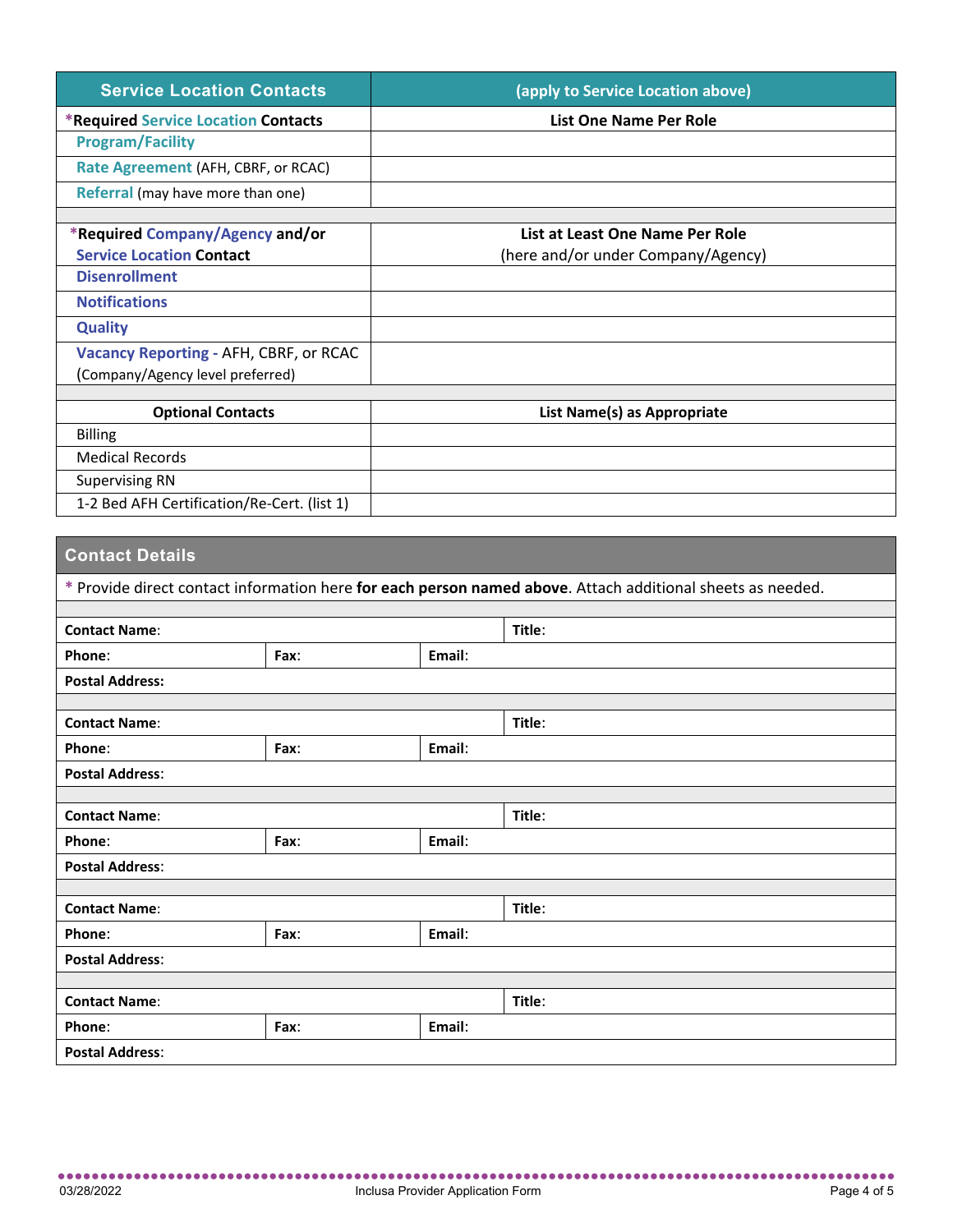| Service Location Contacts | (apply to Service Location above) |
|---|---|
| ***Required Service Location Contacts** | **List One Name Per Role** |
| **Program/Facility** | |
| **Rate Agreement** (AFH, CBRF, or RCAC) | |
| **Referral** (may have more than one) | |
| | |
| ***Required Company/Agency and/or Service Location Contact** | **List at Least One Name Per Role** (here and/or under Company/Agency) |
| **Disenrollment** | |
| **Notifications** | |
| **Quality** | |
| **Vacancy Reporting -** AFH, CBRF, or RCAC (Company/Agency level preferred) | |
| | |
| **Optional Contacts** | **List Name(s) as Appropriate** |
| Billing | |
| Medical Records | |
| Supervising RN | |
| 1-2 Bed AFH Certification/Re-Cert. (list 1) | |

## Contact Details

* Provide direct contact information here **for each person named above**. Attach additional sheets as needed.

| | | | |
|---|---|---|---|
| **Contact Name**: | | | **Title**: |
| **Phone**: | **Fax**: | **Email**: | |
| **Postal Address:** | | | |
| | | | |
| **Contact Name**: | | | **Title**: |
| **Phone**: | **Fax**: | **Email**: | |
| **Postal Address:** | | | |
| | | | |
| **Contact Name**: | | | **Title**: |
| **Phone**: | **Fax**: | **Email**: | |
| **Postal Address:** | | | |
| | | | |
| **Contact Name**: | | | **Title**: |
| **Phone**: | **Fax**: | **Email**: | |
| **Postal Address:** | | | |
| | | | |
| **Contact Name**: | | | **Title**: |
| **Phone**: | **Fax**: | **Email**: | |
| **Postal Address**: | | | |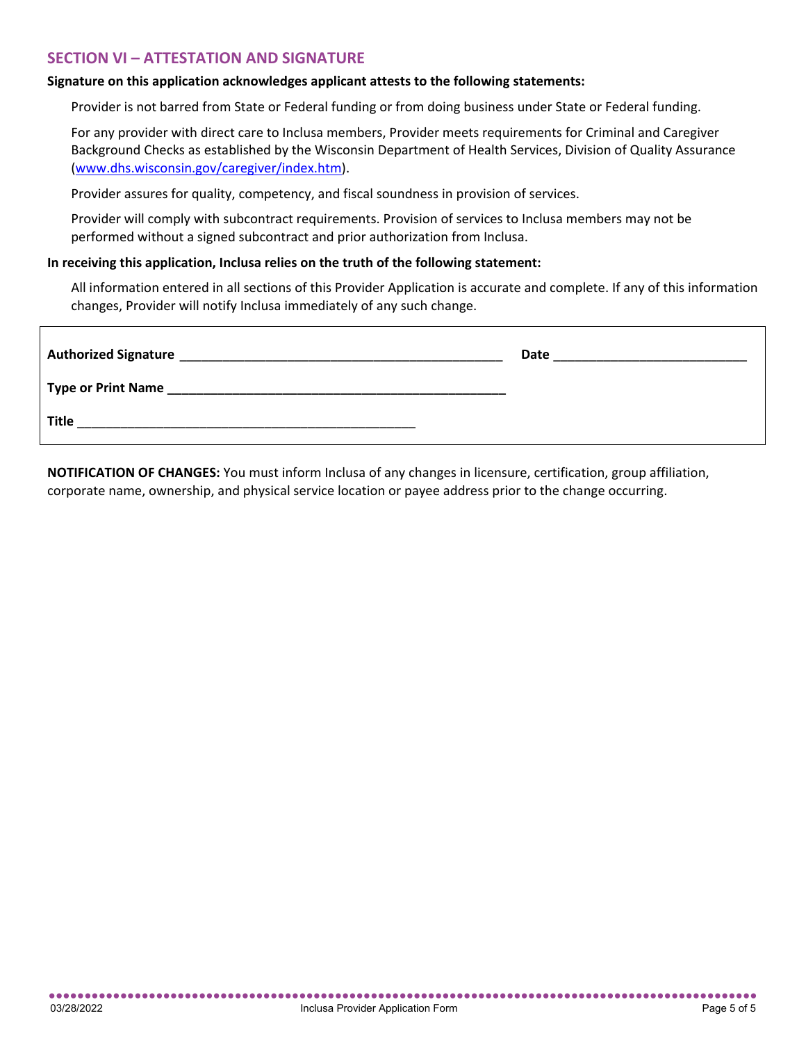## SECTION VI – ATTESTATION AND SIGNATURE

**Signature on this application acknowledges applicant attests to the following statements:**

Provider is not barred from State or Federal funding or from doing business under State or Federal funding.

For any provider with direct care to Inclusa members, Provider meets requirements for Criminal and Caregiver Background Checks as established by the Wisconsin Department of Health Services, Division of Quality Assurance (www.dhs.wisconsin.gov/caregiver/index.htm).

Provider assures for quality, competency, and fiscal soundness in provision of services.

Provider will comply with subcontract requirements. Provision of services to Inclusa members may not be performed without a signed subcontract and prior authorization from Inclusa.

**In receiving this application, Inclusa relies on the truth of the following statement:**

All information entered in all sections of this Provider Application is accurate and complete. If any of this information changes, Provider will notify Inclusa immediately of any such change.

**Authorized Signature** _____________________________________________ **Date** __________________________

**Type or Print Name** _______________________________________________

**Title** _______________________________________________

**NOTIFICATION OF CHANGES:** You must inform Inclusa of any changes in licensure, certification, group affiliation, corporate name, ownership, and physical service location or payee address prior to the change occurring.